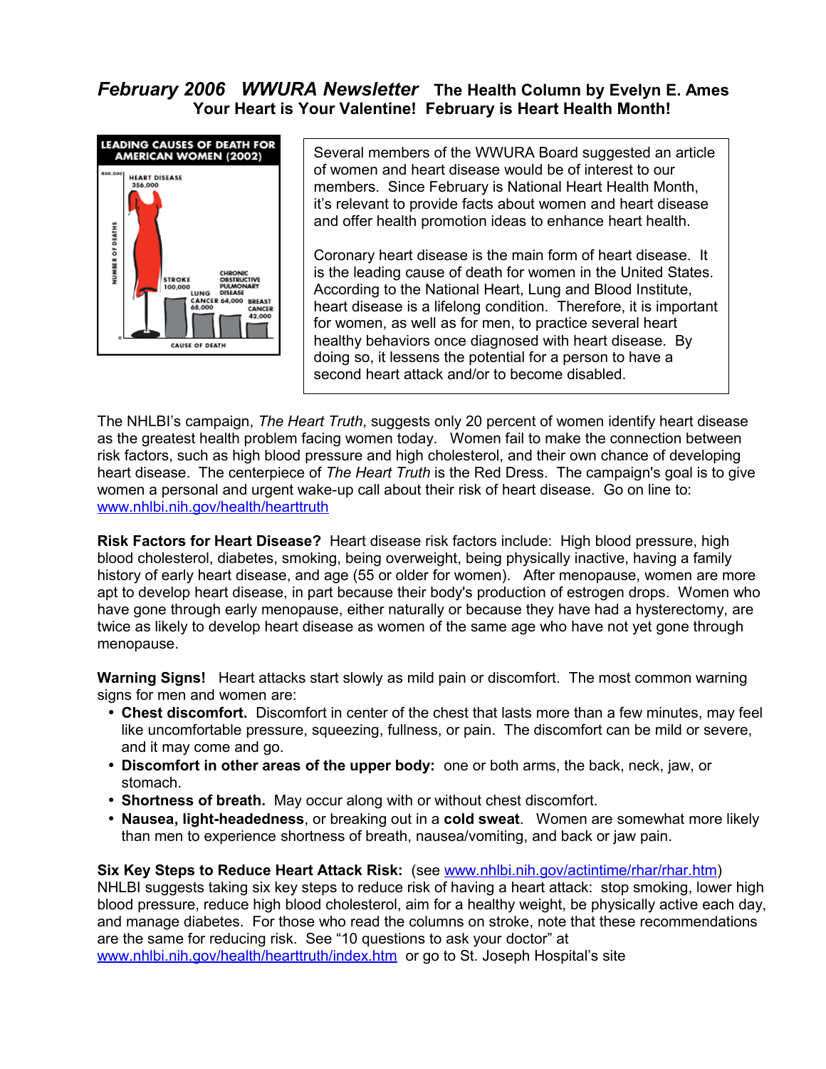# *February 2006 WWURA Newsletter* The Health Column by Evelyn E. Ames

## Your Heart is Your Valentine! February is Heart Health Month!

**LEADING CAUSES OF DEATH FOR AMERICAN WOMEN (2002)**

| Cause of Death | Number of Deaths |
|---|---|
| Heart Disease | 356,000 |
| Stroke | 100,000 |
| Lung Cancer | 68,000 |
| Chronic Obstructive Pulmonary Disease | 64,000 |
| Breast Cancer | 42,000 |

Several members of the WWURA Board suggested an article of women and heart disease would be of interest to our members. Since February is National Heart Health Month, it's relevant to provide facts about women and heart disease and offer health promotion ideas to enhance heart health.

Coronary heart disease is the main form of heart disease. It is the leading cause of death for women in the United States. According to the National Heart, Lung and Blood Institute, heart disease is a lifelong condition. Therefore, it is important for women, as well as for men, to practice several heart healthy behaviors once diagnosed with heart disease. By doing so, it lessens the potential for a person to have a second heart attack and/or to become disabled.

The NHLBI's campaign, *The Heart Truth*, suggests only 20 percent of women identify heart disease as the greatest health problem facing women today. Women fail to make the connection between risk factors, such as high blood pressure and high cholesterol, and their own chance of developing heart disease. The centerpiece of *The Heart Truth* is the Red Dress. The campaign's goal is to give women a personal and urgent wake-up call about their risk of heart disease. Go on line to: www.nhlbi.nih.gov/health/hearttruth

**Risk Factors for Heart Disease?** Heart disease risk factors include: High blood pressure, high blood cholesterol, diabetes, smoking, being overweight, being physically inactive, having a family history of early heart disease, and age (55 or older for women). After menopause, women are more apt to develop heart disease, in part because their body's production of estrogen drops. Women who have gone through early menopause, either naturally or because they have had a hysterectomy, are twice as likely to develop heart disease as women of the same age who have not yet gone through menopause.

**Warning Signs!** Heart attacks start slowly as mild pain or discomfort. The most common warning signs for men and women are:

- **Chest discomfort.** Discomfort in center of the chest that lasts more than a few minutes, may feel like uncomfortable pressure, squeezing, fullness, or pain. The discomfort can be mild or severe, and it may come and go.
- **Discomfort in other areas of the upper body:** one or both arms, the back, neck, jaw, or stomach.
- **Shortness of breath.** May occur along with or without chest discomfort.
- **Nausea, light-headedness**, or breaking out in a **cold sweat**. Women are somewhat more likely than men to experience shortness of breath, nausea/vomiting, and back or jaw pain.

**Six Key Steps to Reduce Heart Attack Risk:** (see www.nhlbi.nih.gov/actintime/rhar/rhar.htm) NHLBI suggests taking six key steps to reduce risk of having a heart attack: stop smoking, lower high blood pressure, reduce high blood cholesterol, aim for a healthy weight, be physically active each day, and manage diabetes. For those who read the columns on stroke, note that these recommendations are the same for reducing risk. See "10 questions to ask your doctor" at www.nhlbi.nih.gov/health/hearttruth/index.htm or go to St. Joseph Hospital's site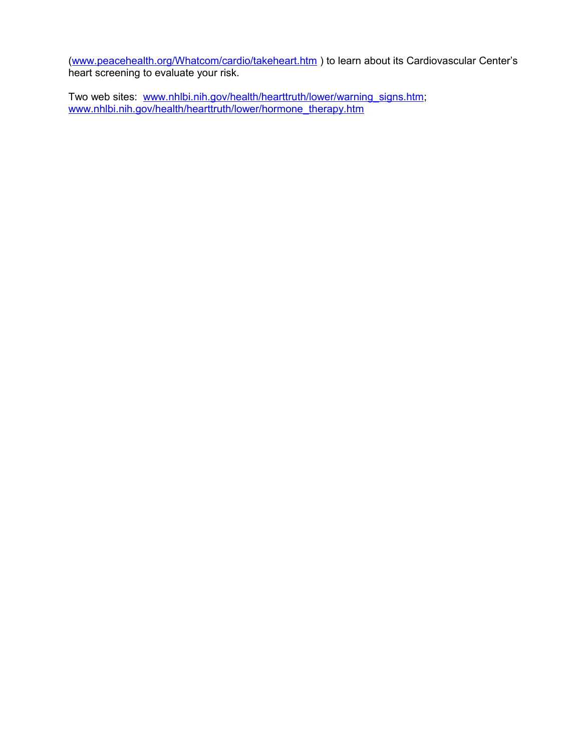(www.peacehealth.org/Whatcom/cardio/takeheart.htm ) to learn about its Cardiovascular Center's heart screening to evaluate your risk.

Two web sites: www.nhlbi.nih.gov/health/hearttruth/lower/warning_signs.htm; www.nhlbi.nih.gov/health/hearttruth/lower/hormone_therapy.htm